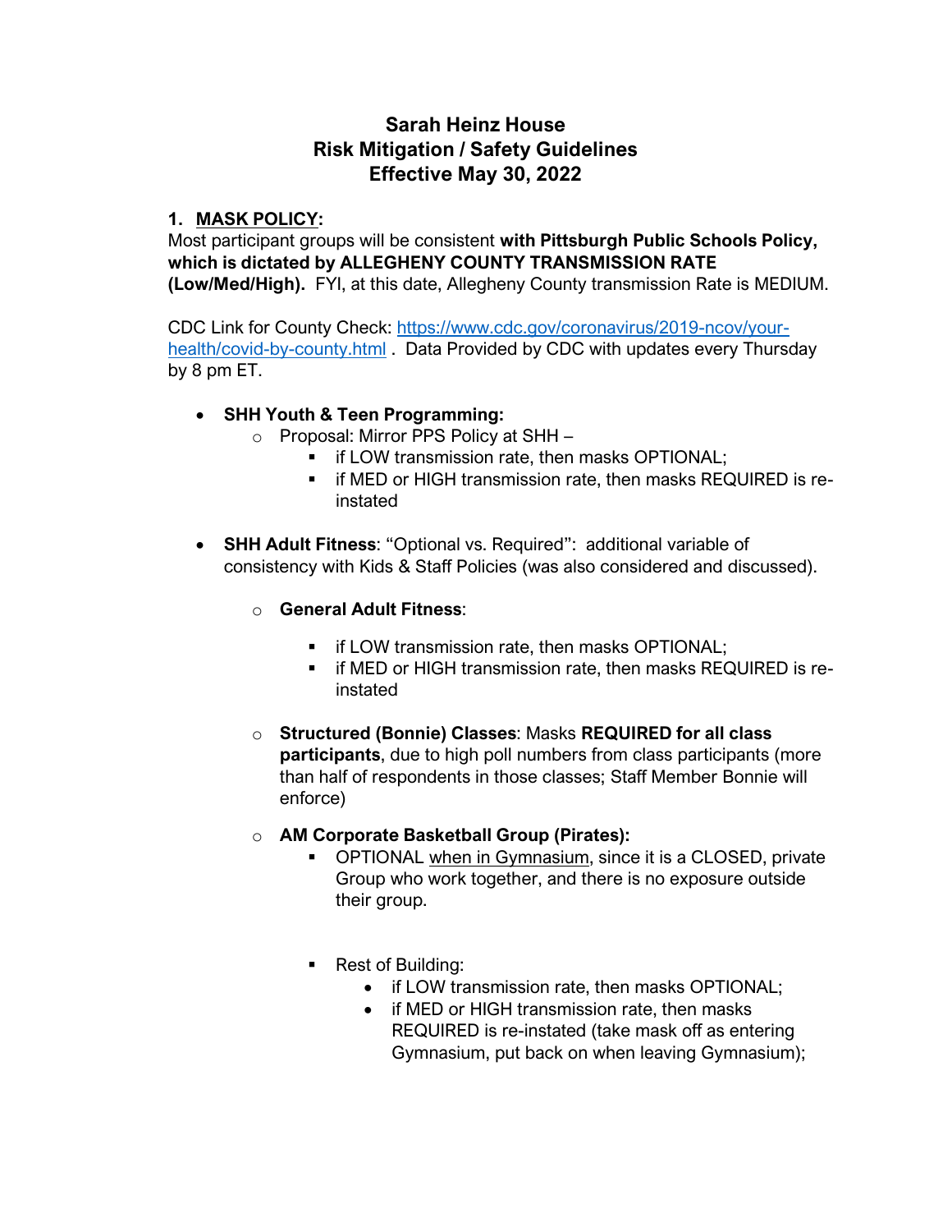# Sarah Heinz House
# Risk Mitigation / Safety Guidelines
# Effective May 30, 2022

## 1. MASK POLICY:

Most participant groups will be consistent **with Pittsburgh Public Schools Policy, which is dictated by ALLEGHENY COUNTY TRANSMISSION RATE (Low/Med/High).** FYI, at this date, Allegheny County transmission Rate is MEDIUM.

CDC Link for County Check: [https://www.cdc.gov/coronavirus/2019-ncov/your-health/covid-by-county.html](https://www.cdc.gov/coronavirus/2019-ncov/your-health/covid-by-county.html) . Data Provided by CDC with updates every Thursday by 8 pm ET.

- **SHH Youth & Teen Programming:**
  - Proposal: Mirror PPS Policy at SHH –
    - if LOW transmission rate, then masks OPTIONAL;
    - if MED or HIGH transmission rate, then masks REQUIRED is re-instated

- **SHH Adult Fitness**: "Optional vs. Required": additional variable of consistency with Kids & Staff Policies (was also considered and discussed).
  - **General Adult Fitness**:
    - if LOW transmission rate, then masks OPTIONAL;
    - if MED or HIGH transmission rate, then masks REQUIRED is re-instated
  - **Structured (Bonnie) Classes**: Masks **REQUIRED for all class participants**, due to high poll numbers from class participants (more than half of respondents in those classes; Staff Member Bonnie will enforce)
  - **AM Corporate Basketball Group (Pirates):**
    - OPTIONAL when in Gymnasium, since it is a CLOSED, private Group who work together, and there is no exposure outside their group.
    - Rest of Building:
      - if LOW transmission rate, then masks OPTIONAL;
      - if MED or HIGH transmission rate, then masks REQUIRED is re-instated (take mask off as entering Gymnasium, put back on when leaving Gymnasium);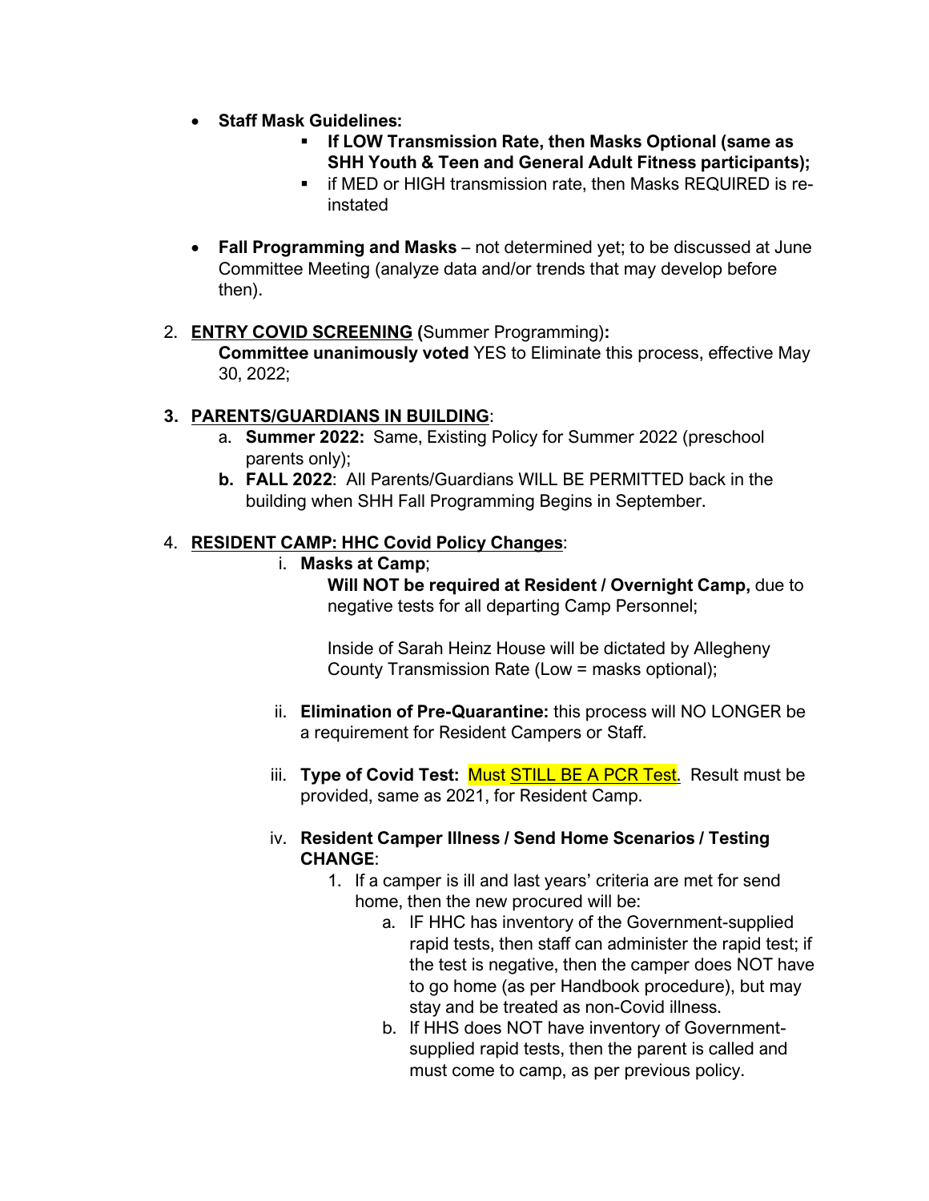- **Staff Mask Guidelines:**
  - **If LOW Transmission Rate, then Masks Optional (same as SHH Youth & Teen and General Adult Fitness participants);**
  - if MED or HIGH transmission rate, then Masks REQUIRED is re-instated

- **Fall Programming and Masks** – not determined yet; to be discussed at June Committee Meeting (analyze data and/or trends that may develop before then).

2. **<u>ENTRY COVID SCREENING</u> (**Summer Programming)**:**
   **Committee unanimously voted** YES to Eliminate this process, effective May 30, 2022;

3. **<u>PARENTS/GUARDIANS IN BUILDING</u>**:
   a. **Summer 2022:** Same, Existing Policy for Summer 2022 (preschool parents only);
   **b. FALL 2022**: All Parents/Guardians WILL BE PERMITTED back in the building when SHH Fall Programming Begins in September.

4. **<u>RESIDENT CAMP: HHC Covid Policy Changes</u>**:
   i. **Masks at Camp**;
      **Will NOT be required at Resident / Overnight Camp,** due to negative tests for all departing Camp Personnel;

      Inside of Sarah Heinz House will be dictated by Allegheny County Transmission Rate (Low = masks optional);

   ii. **Elimination of Pre-Quarantine:** this process will NO LONGER be a requirement for Resident Campers or Staff.

   iii. **Type of Covid Test:** Must <u>STILL BE A PCR Test</u>. Result must be provided, same as 2021, for Resident Camp.

   iv. **Resident Camper Illness / Send Home Scenarios / Testing CHANGE**:
      1. If a camper is ill and last years' criteria are met for send home, then the new procured will be:
         a. IF HHC has inventory of the Government-supplied rapid tests, then staff can administer the rapid test; if the test is negative, then the camper does NOT have to go home (as per Handbook procedure), but may stay and be treated as non-Covid illness.
         b. If HHS does NOT have inventory of Government-supplied rapid tests, then the parent is called and must come to camp, as per previous policy.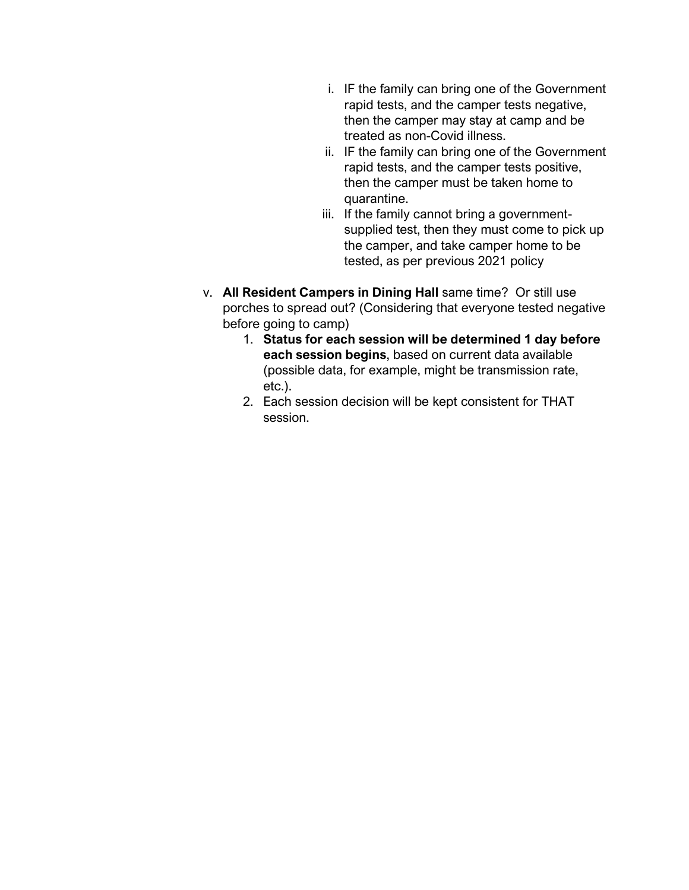i. IF the family can bring one of the Government rapid tests, and the camper tests negative, then the camper may stay at camp and be treated as non-Covid illness.
ii. IF the family can bring one of the Government rapid tests, and the camper tests positive, then the camper must be taken home to quarantine.
iii. If the family cannot bring a government-supplied test, then they must come to pick up the camper, and take camper home to be tested, as per previous 2021 policy

v. **All Resident Campers in Dining Hall** same time? Or still use porches to spread out? (Considering that everyone tested negative before going to camp)
    1. **Status for each session will be determined 1 day before each session begins**, based on current data available (possible data, for example, might be transmission rate, etc.).
    2. Each session decision will be kept consistent for THAT session.